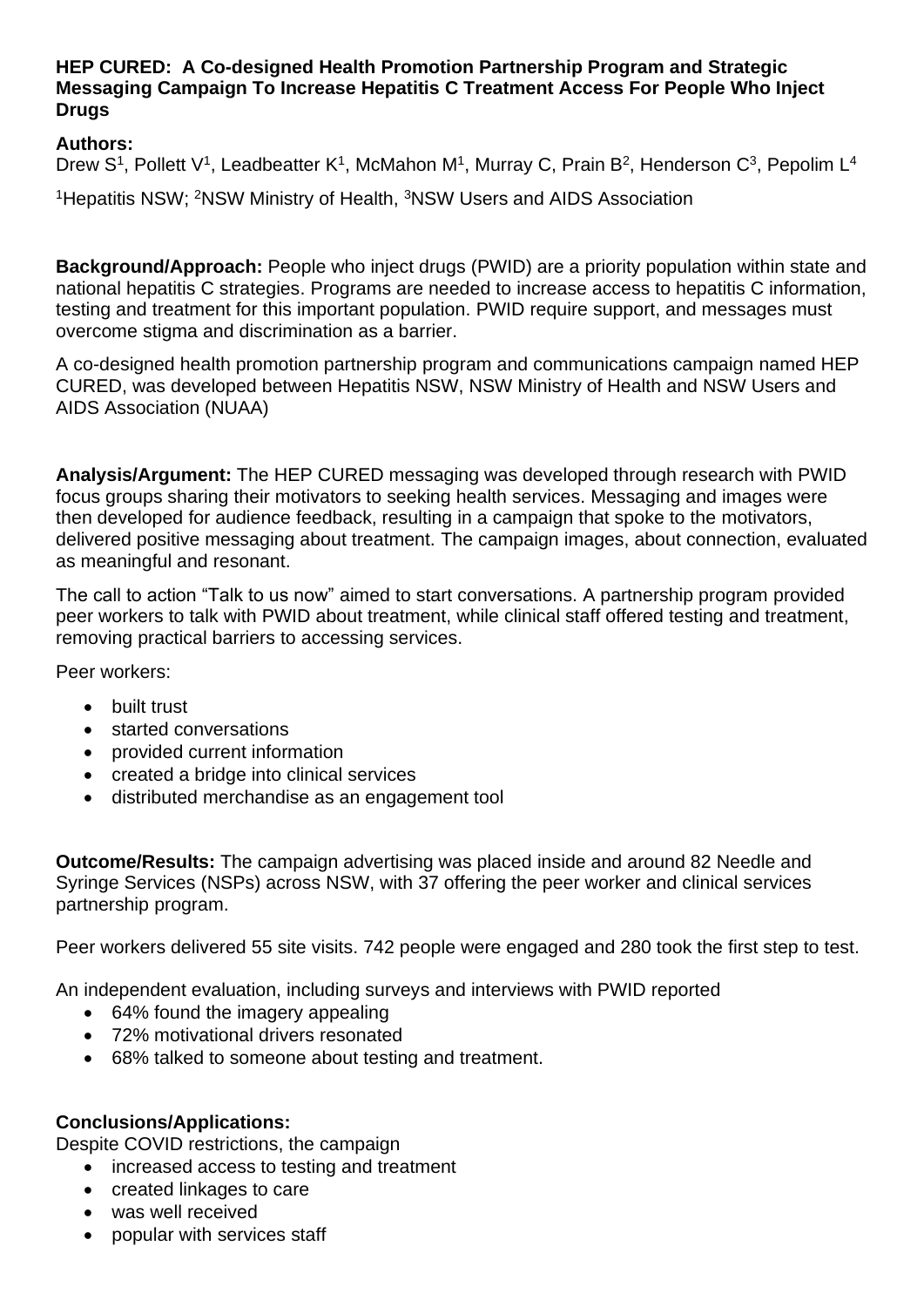**HEP CURED: A Co-designed Health Promotion Partnership Program and Strategic Messaging Campaign To Increase Hepatitis C Treatment Access For People Who Inject Drugs**

**Authors:**
Drew S[1], Pollett V[1], Leadbeatter K[1], McMahon M[1], Murray C, Prain B[2], Henderson C[3], Pepolim L[4]

[1]Hepatitis NSW; [2]NSW Ministry of Health, [3]NSW Users and AIDS Association

**Background/Approach:** People who inject drugs (PWID) are a priority population within state and national hepatitis C strategies. Programs are needed to increase access to hepatitis C information, testing and treatment for this important population. PWID require support, and messages must overcome stigma and discrimination as a barrier.

A co-designed health promotion partnership program and communications campaign named HEP CURED, was developed between Hepatitis NSW, NSW Ministry of Health and NSW Users and AIDS Association (NUAA)

**Analysis/Argument:** The HEP CURED messaging was developed through research with PWID focus groups sharing their motivators to seeking health services. Messaging and images were then developed for audience feedback, resulting in a campaign that spoke to the motivators, delivered positive messaging about treatment. The campaign images, about connection, evaluated as meaningful and resonant.

The call to action "Talk to us now" aimed to start conversations. A partnership program provided peer workers to talk with PWID about treatment, while clinical staff offered testing and treatment, removing practical barriers to accessing services.

Peer workers:

- built trust
- started conversations
- provided current information
- created a bridge into clinical services
- distributed merchandise as an engagement tool

**Outcome/Results:** The campaign advertising was placed inside and around 82 Needle and Syringe Services (NSPs) across NSW, with 37 offering the peer worker and clinical services partnership program.

Peer workers delivered 55 site visits. 742 people were engaged and 280 took the first step to test.

An independent evaluation, including surveys and interviews with PWID reported

- 64% found the imagery appealing
- 72% motivational drivers resonated
- 68% talked to someone about testing and treatment.

**Conclusions/Applications:**
Despite COVID restrictions, the campaign

- increased access to testing and treatment
- created linkages to care
- was well received
- popular with services staff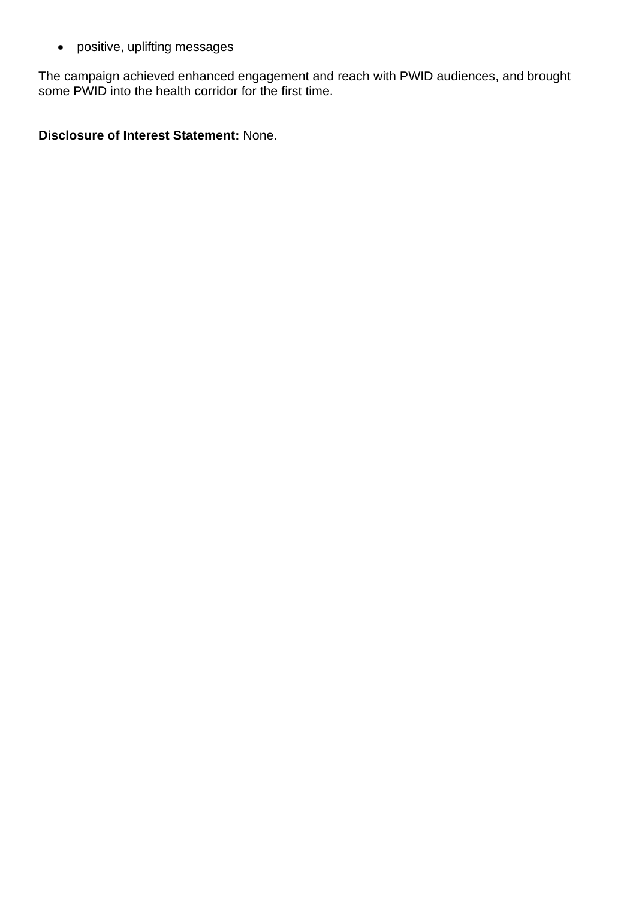- positive, uplifting messages

The campaign achieved enhanced engagement and reach with PWID audiences, and brought some PWID into the health corridor for the first time.

**Disclosure of Interest Statement:** None.